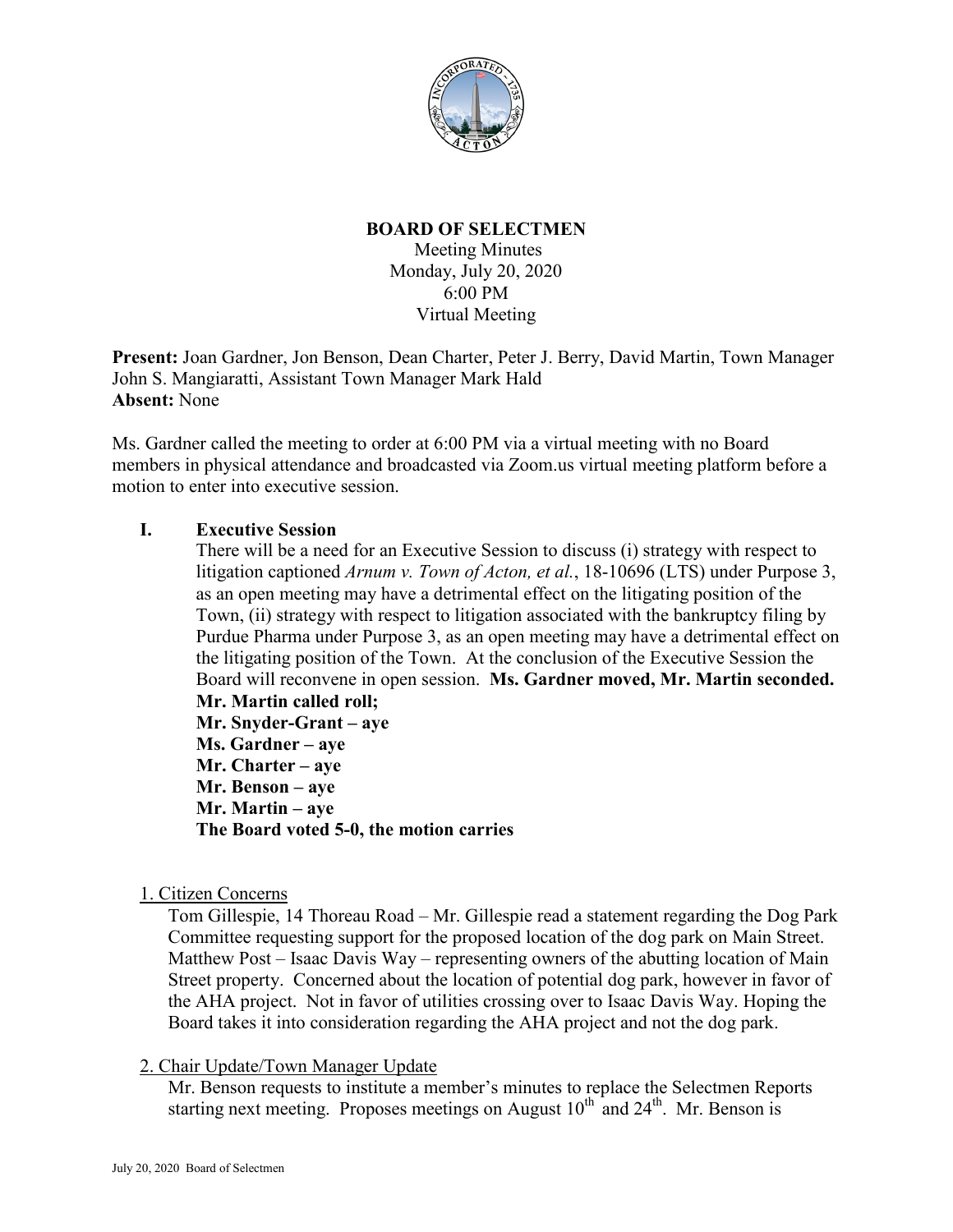**BOARD OF SELECTMEN**
Meeting Minutes
Monday, July 20, 2020
6:00 PM
Virtual Meeting

**Present:** Joan Gardner, Jon Benson, Dean Charter, Peter J. Berry, David Martin, Town Manager John S. Mangiaratti, Assistant Town Manager Mark Hald
**Absent:** None

Ms. Gardner called the meeting to order at 6:00 PM via a virtual meeting with no Board members in physical attendance and broadcasted via Zoom.us virtual meeting platform before a motion to enter into executive session.

## I. Executive Session

There will be a need for an Executive Session to discuss (i) strategy with respect to litigation captioned *Arnum v. Town of Acton, et al.*, 18-10696 (LTS) under Purpose 3, as an open meeting may have a detrimental effect on the litigating position of the Town, (ii) strategy with respect to litigation associated with the bankruptcy filing by Purdue Pharma under Purpose 3, as an open meeting may have a detrimental effect on the litigating position of the Town. At the conclusion of the Executive Session the Board will reconvene in open session. **Ms. Gardner moved, Mr. Martin seconded.**
**Mr. Martin called roll;**
**Mr. Snyder-Grant – aye**
**Ms. Gardner – aye**
**Mr. Charter – aye**
**Mr. Benson – aye**
**Mr. Martin – aye**
**The Board voted 5-0, the motion carries**

1. Citizen Concerns

Tom Gillespie, 14 Thoreau Road – Mr. Gillespie read a statement regarding the Dog Park Committee requesting support for the proposed location of the dog park on Main Street. Matthew Post – Isaac Davis Way – representing owners of the abutting location of Main Street property. Concerned about the location of potential dog park, however in favor of the AHA project. Not in favor of utilities crossing over to Isaac Davis Way. Hoping the Board takes it into consideration regarding the AHA project and not the dog park.

2. Chair Update/Town Manager Update

Mr. Benson requests to institute a member's minutes to replace the Selectmen Reports starting next meeting. Proposes meetings on August 10th and 24th. Mr. Benson is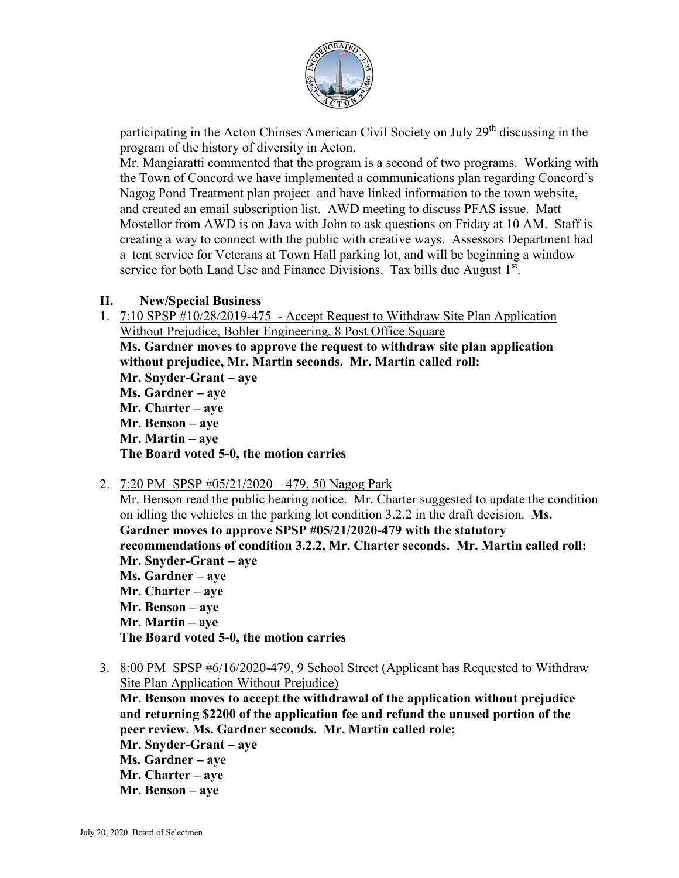participating in the Acton Chinses American Civil Society on July 29th discussing in the program of the history of diversity in Acton.

Mr. Mangiaratti commented that the program is a second of two programs. Working with the Town of Concord we have implemented a communications plan regarding Concord's Nagog Pond Treatment plan project and have linked information to the town website, and created an email subscription list. AWD meeting to discuss PFAS issue. Matt Mostellor from AWD is on Java with John to ask questions on Friday at 10 AM. Staff is creating a way to connect with the public with creative ways. Assessors Department had a tent service for Veterans at Town Hall parking lot, and will be beginning a window service for both Land Use and Finance Divisions. Tax bills due August 1st.

## II. New/Special Business

1. 7:10 SPSP #10/28/2019-475 - Accept Request to Withdraw Site Plan Application Without Prejudice, Bohler Engineering, 8 Post Office Square

   **Ms. Gardner moves to approve the request to withdraw site plan application without prejudice, Mr. Martin seconds. Mr. Martin called roll:**
   **Mr. Snyder-Grant – aye**
   **Ms. Gardner – aye**
   **Mr. Charter – aye**
   **Mr. Benson – aye**
   **Mr. Martin – aye**
   **The Board voted 5-0, the motion carries**

2. 7:20 PM SPSP #05/21/2020 – 479, 50 Nagog Park

   Mr. Benson read the public hearing notice. Mr. Charter suggested to update the condition on idling the vehicles in the parking lot condition 3.2.2 in the draft decision. **Ms. Gardner moves to approve SPSP #05/21/2020-479 with the statutory recommendations of condition 3.2.2, Mr. Charter seconds. Mr. Martin called roll:**
   **Mr. Snyder-Grant – aye**
   **Ms. Gardner – aye**
   **Mr. Charter – aye**
   **Mr. Benson – aye**
   **Mr. Martin – aye**
   **The Board voted 5-0, the motion carries**

3. 8:00 PM SPSP #6/16/2020-479, 9 School Street (Applicant has Requested to Withdraw Site Plan Application Without Prejudice)

   **Mr. Benson moves to accept the withdrawal of the application without prejudice and returning $2200 of the application fee and refund the unused portion of the peer review, Ms. Gardner seconds. Mr. Martin called role;**
   **Mr. Snyder-Grant – aye**
   **Ms. Gardner – aye**
   **Mr. Charter – aye**
   **Mr. Benson – aye**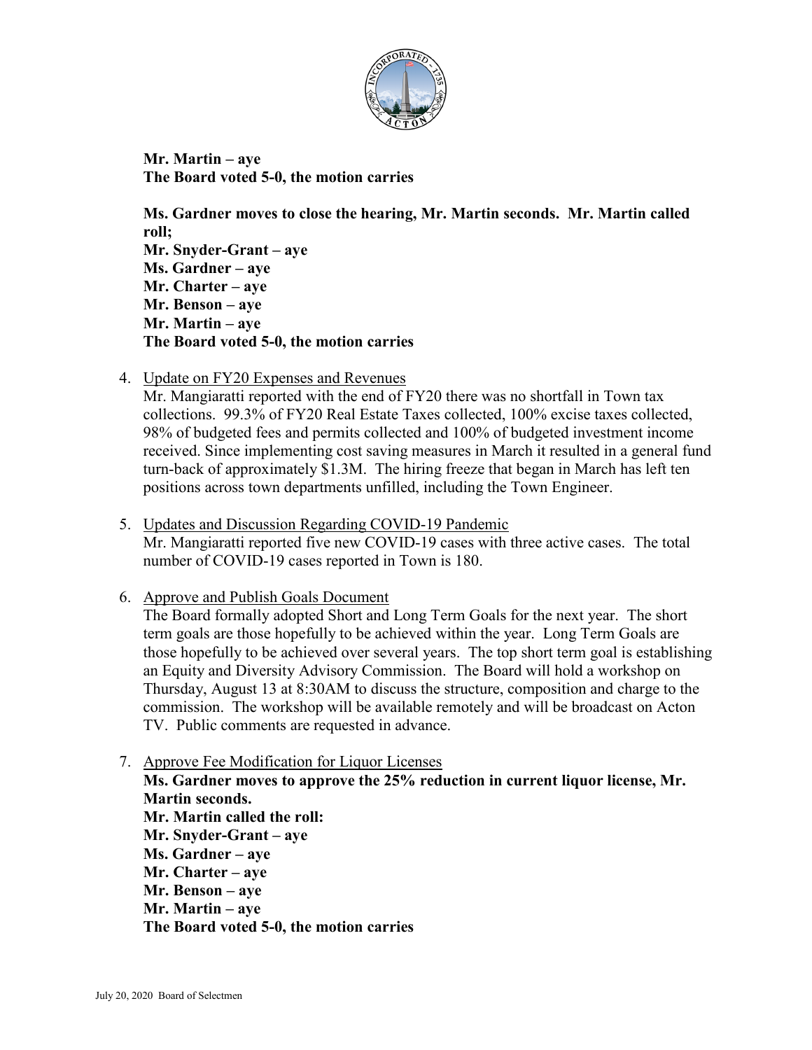**Mr. Martin – aye**
**The Board voted 5-0, the motion carries**

**Ms. Gardner moves to close the hearing, Mr. Martin seconds. Mr. Martin called roll;**
**Mr. Snyder-Grant – aye**
**Ms. Gardner – aye**
**Mr. Charter – aye**
**Mr. Benson – aye**
**Mr. Martin – aye**
**The Board voted 5-0, the motion carries**

4. Update on FY20 Expenses and Revenues
   Mr. Mangiaratti reported with the end of FY20 there was no shortfall in Town tax collections. 99.3% of FY20 Real Estate Taxes collected, 100% excise taxes collected, 98% of budgeted fees and permits collected and 100% of budgeted investment income received. Since implementing cost saving measures in March it resulted in a general fund turn-back of approximately $1.3M. The hiring freeze that began in March has left ten positions across town departments unfilled, including the Town Engineer.

5. Updates and Discussion Regarding COVID-19 Pandemic
   Mr. Mangiaratti reported five new COVID-19 cases with three active cases. The total number of COVID-19 cases reported in Town is 180.

6. Approve and Publish Goals Document
   The Board formally adopted Short and Long Term Goals for the next year. The short term goals are those hopefully to be achieved within the year. Long Term Goals are those hopefully to be achieved over several years. The top short term goal is establishing an Equity and Diversity Advisory Commission. The Board will hold a workshop on Thursday, August 13 at 8:30AM to discuss the structure, composition and charge to the commission. The workshop will be available remotely and will be broadcast on Acton TV. Public comments are requested in advance.

7. Approve Fee Modification for Liquor Licenses
   **Ms. Gardner moves to approve the 25% reduction in current liquor license, Mr. Martin seconds.**
   **Mr. Martin called the roll:**
   **Mr. Snyder-Grant – aye**
   **Ms. Gardner – aye**
   **Mr. Charter – aye**
   **Mr. Benson – aye**
   **Mr. Martin – aye**
   **The Board voted 5-0, the motion carries**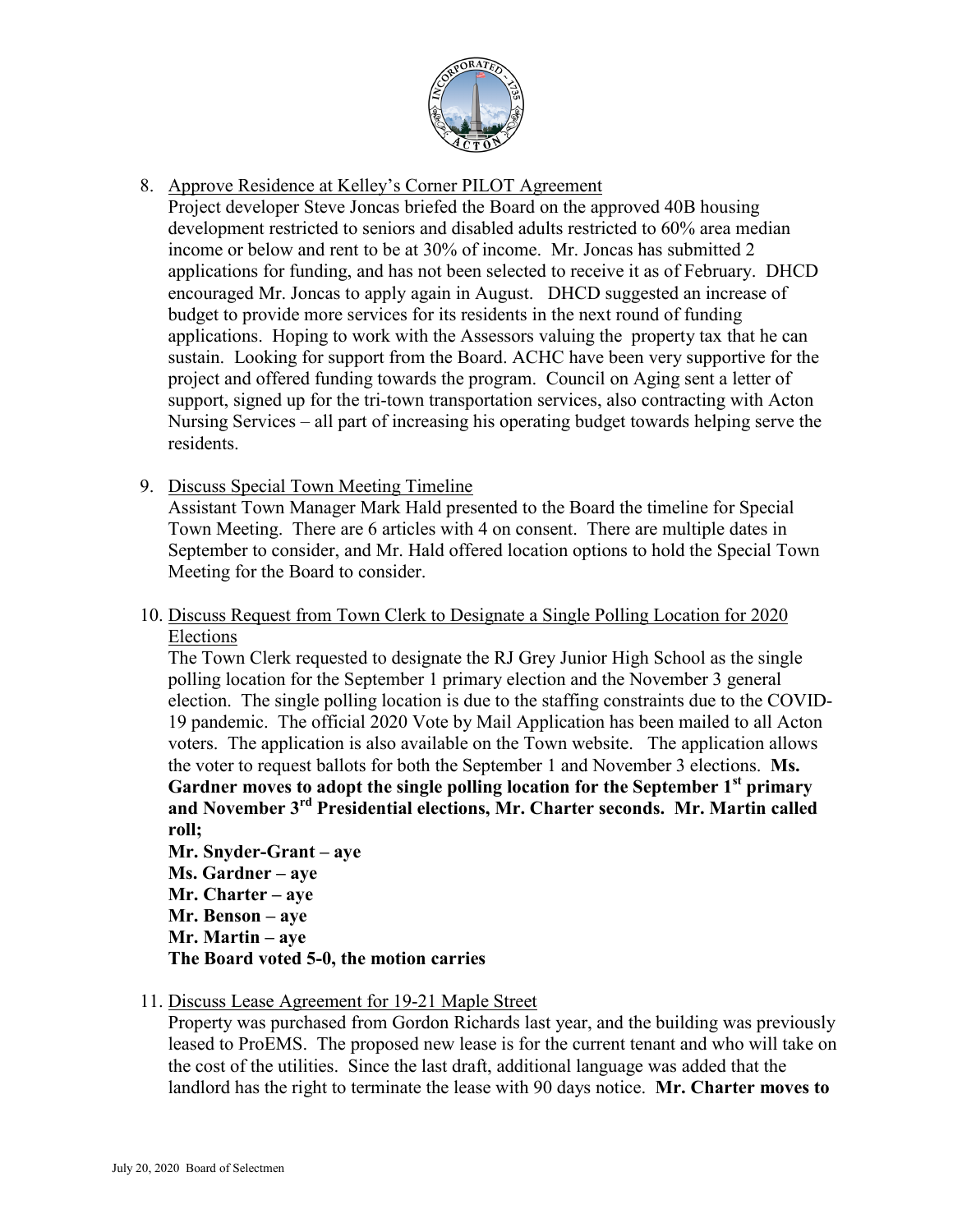8. Approve Residence at Kelley's Corner PILOT Agreement

   Project developer Steve Joncas briefed the Board on the approved 40B housing development restricted to seniors and disabled adults restricted to 60% area median income or below and rent to be at 30% of income. Mr. Joncas has submitted 2 applications for funding, and has not been selected to receive it as of February. DHCD encouraged Mr. Joncas to apply again in August. DHCD suggested an increase of budget to provide more services for its residents in the next round of funding applications. Hoping to work with the Assessors valuing the property tax that he can sustain. Looking for support from the Board. ACHC have been very supportive for the project and offered funding towards the program. Council on Aging sent a letter of support, signed up for the tri-town transportation services, also contracting with Acton Nursing Services – all part of increasing his operating budget towards helping serve the residents.

9. Discuss Special Town Meeting Timeline

   Assistant Town Manager Mark Hald presented to the Board the timeline for Special Town Meeting. There are 6 articles with 4 on consent. There are multiple dates in September to consider, and Mr. Hald offered location options to hold the Special Town Meeting for the Board to consider.

10. Discuss Request from Town Clerk to Designate a Single Polling Location for 2020 Elections

    The Town Clerk requested to designate the RJ Grey Junior High School as the single polling location for the September 1 primary election and the November 3 general election. The single polling location is due to the staffing constraints due to the COVID-19 pandemic. The official 2020 Vote by Mail Application has been mailed to all Acton voters. The application is also available on the Town website. The application allows the voter to request ballots for both the September 1 and November 3 elections. **Ms. Gardner moves to adopt the single polling location for the September 1st primary and November 3rd Presidential elections, Mr. Charter seconds. Mr. Martin called roll;**
    **Mr. Snyder-Grant – aye**
    **Ms. Gardner – aye**
    **Mr. Charter – aye**
    **Mr. Benson – aye**
    **Mr. Martin – aye**
    **The Board voted 5-0, the motion carries**

11. Discuss Lease Agreement for 19-21 Maple Street

    Property was purchased from Gordon Richards last year, and the building was previously leased to ProEMS. The proposed new lease is for the current tenant and who will take on the cost of the utilities. Since the last draft, additional language was added that the landlord has the right to terminate the lease with 90 days notice. **Mr. Charter moves to**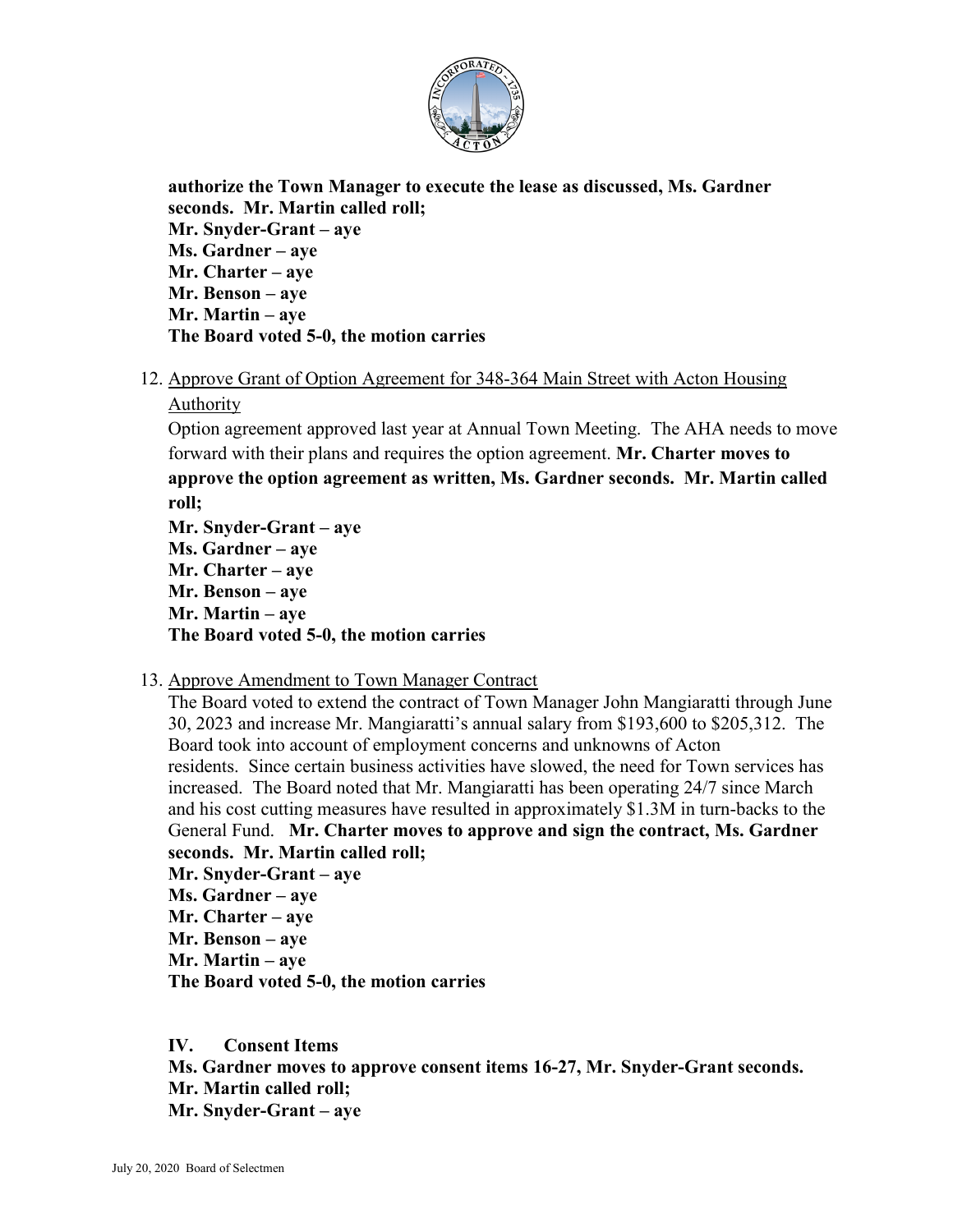**authorize the Town Manager to execute the lease as discussed, Ms. Gardner seconds. Mr. Martin called roll;**
**Mr. Snyder-Grant – aye**
**Ms. Gardner – aye**
**Mr. Charter – aye**
**Mr. Benson – aye**
**Mr. Martin – aye**
**The Board voted 5-0, the motion carries**

12. Approve Grant of Option Agreement for 348-364 Main Street with Acton Housing Authority

    Option agreement approved last year at Annual Town Meeting. The AHA needs to move forward with their plans and requires the option agreement. **Mr. Charter moves to approve the option agreement as written, Ms. Gardner seconds. Mr. Martin called roll;**
    **Mr. Snyder-Grant – aye**
    **Ms. Gardner – aye**
    **Mr. Charter – aye**
    **Mr. Benson – aye**
    **Mr. Martin – aye**
    **The Board voted 5-0, the motion carries**

13. Approve Amendment to Town Manager Contract

    The Board voted to extend the contract of Town Manager John Mangiaratti through June 30, 2023 and increase Mr. Mangiaratti's annual salary from $193,600 to $205,312. The Board took into account of employment concerns and unknowns of Acton residents. Since certain business activities have slowed, the need for Town services has increased. The Board noted that Mr. Mangiaratti has been operating 24/7 since March and his cost cutting measures have resulted in approximately $1.3M in turn-backs to the General Fund. **Mr. Charter moves to approve and sign the contract, Ms. Gardner seconds. Mr. Martin called roll;**
    **Mr. Snyder-Grant – aye**
    **Ms. Gardner – aye**
    **Mr. Charter – aye**
    **Mr. Benson – aye**
    **Mr. Martin – aye**
    **The Board voted 5-0, the motion carries**

## IV. Consent Items

**Ms. Gardner moves to approve consent items 16-27, Mr. Snyder-Grant seconds. Mr. Martin called roll;**
**Mr. Snyder-Grant – aye**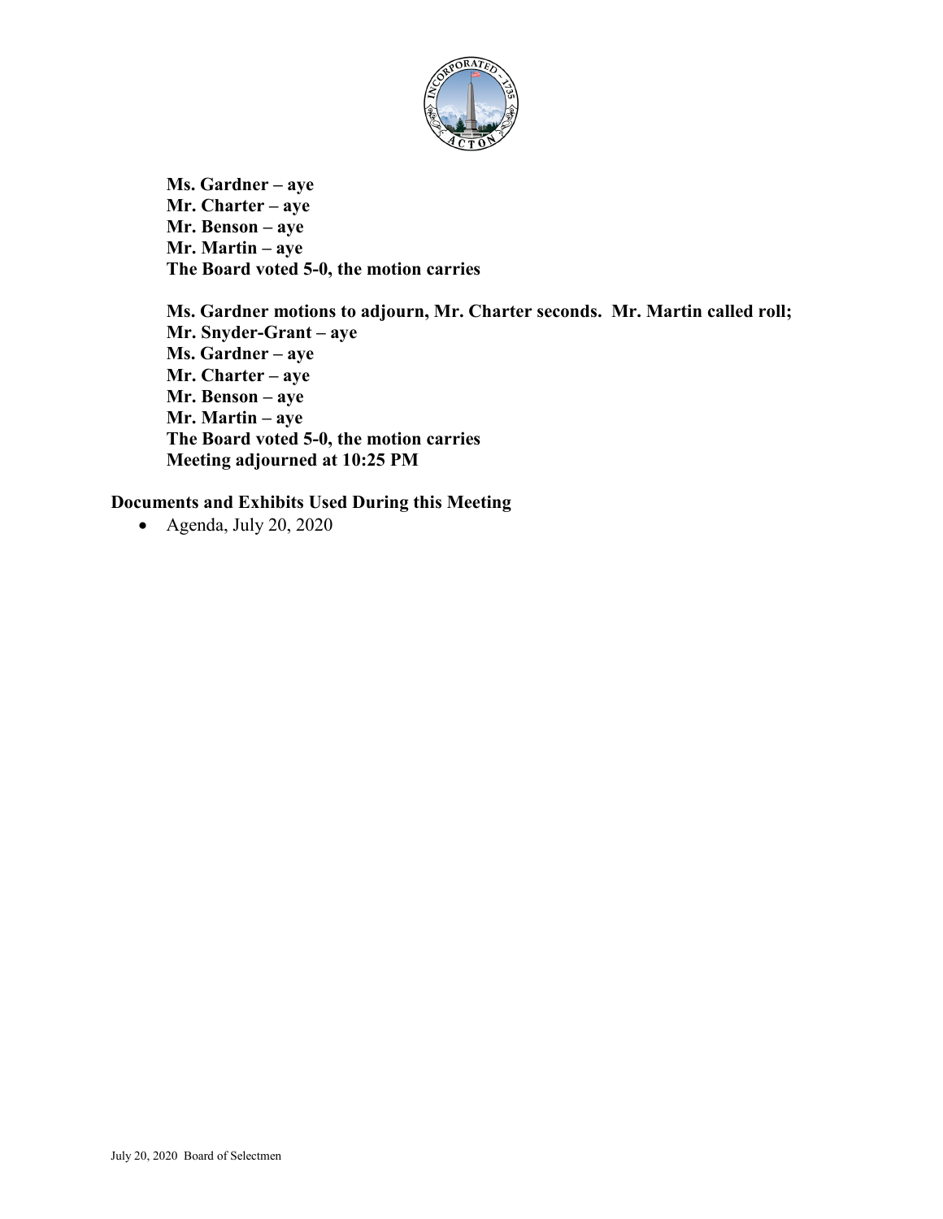**Ms. Gardner – aye**
**Mr. Charter – aye**
**Mr. Benson – aye**
**Mr. Martin – aye**
**The Board voted 5-0, the motion carries**

**Ms. Gardner motions to adjourn, Mr. Charter seconds. Mr. Martin called roll;**
**Mr. Snyder-Grant – aye**
**Ms. Gardner – aye**
**Mr. Charter – aye**
**Mr. Benson – aye**
**Mr. Martin – aye**
**The Board voted 5-0, the motion carries**
**Meeting adjourned at 10:25 PM**

## Documents and Exhibits Used During this Meeting

- Agenda, July 20, 2020